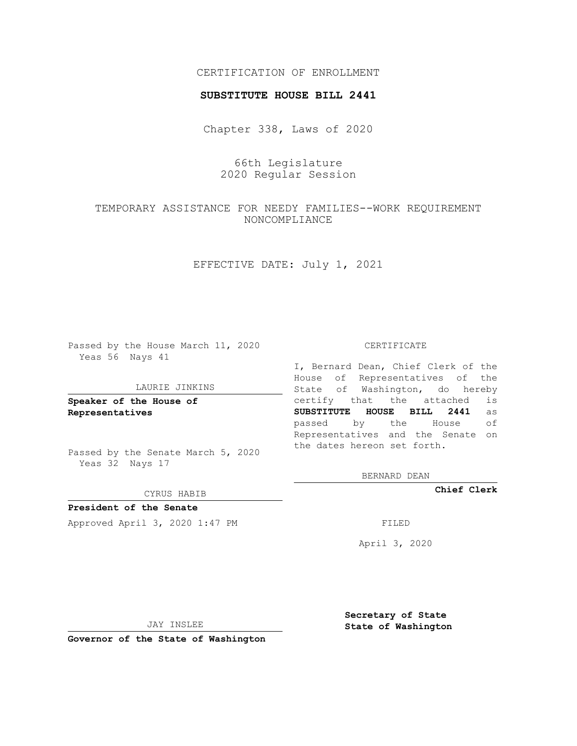CERTIFICATION OF ENROLLMENT

**SUBSTITUTE HOUSE BILL 2441**

Chapter 338, Laws of 2020

66th Legislature
2020 Regular Session

TEMPORARY ASSISTANCE FOR NEEDY FAMILIES--WORK REQUIREMENT NONCOMPLIANCE

EFFECTIVE DATE: July 1, 2021

Passed by the House March 11, 2020
Yeas 56 Nays 41

LAURIE JINKINS

**Speaker of the House of Representatives**

Passed by the Senate March 5, 2020
Yeas 32 Nays 17

CYRUS HABIB

**President of the Senate**

Approved April 3, 2020 1:47 PM

JAY INSLEE

**Governor of the State of Washington**

CERTIFICATE

I, Bernard Dean, Chief Clerk of the House of Representatives of the State of Washington, do hereby certify that the attached is **SUBSTITUTE HOUSE BILL 2441** as passed by the House of Representatives and the Senate on the dates hereon set forth.

BERNARD DEAN

**Chief Clerk**

FILED

April 3, 2020

**Secretary of State**
**State of Washington**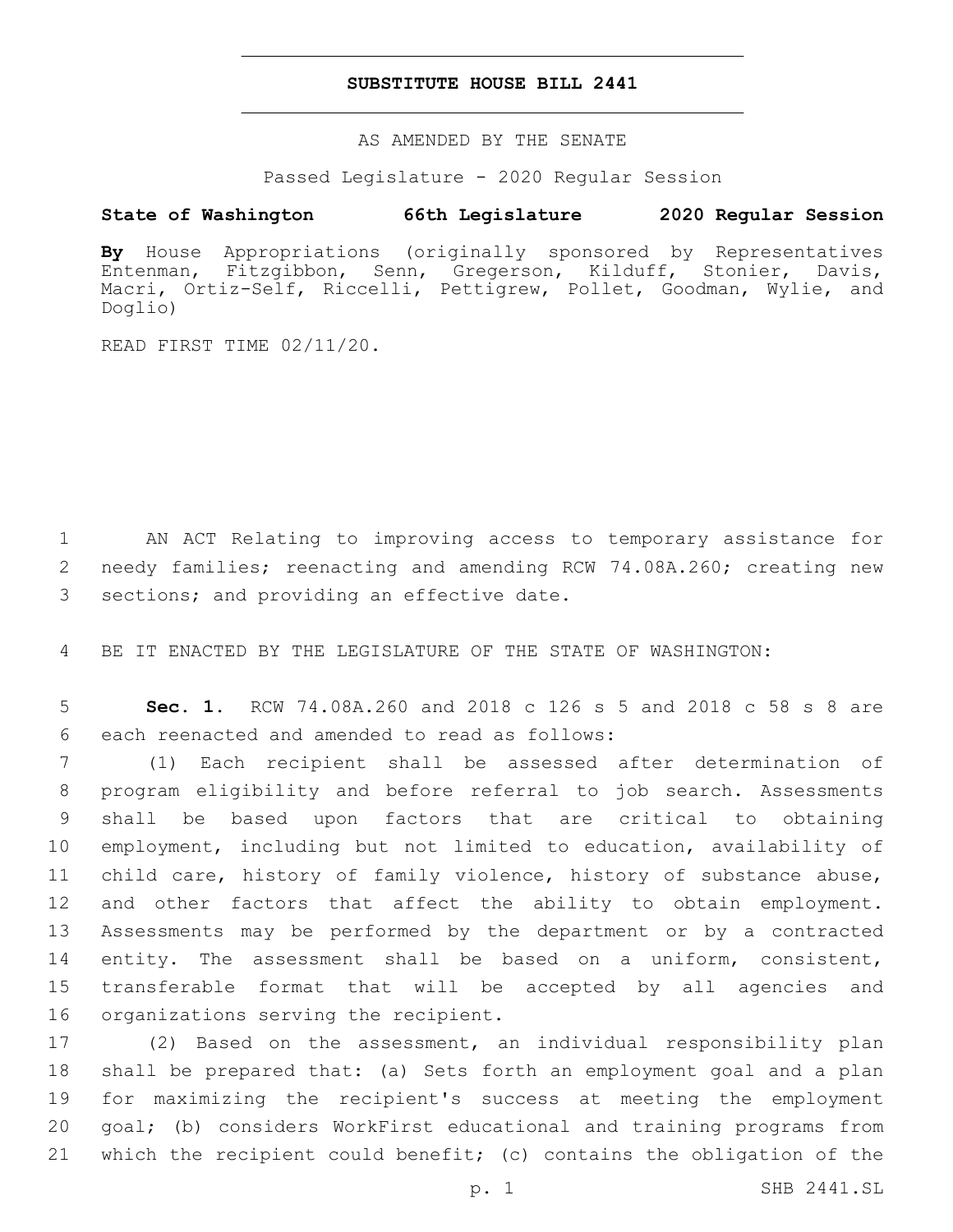# SUBSTITUTE HOUSE BILL 2441

AS AMENDED BY THE SENATE

Passed Legislature - 2020 Regular Session

**State of Washington 66th Legislature 2020 Regular Session**

**By** House Appropriations (originally sponsored by Representatives Entenman, Fitzgibbon, Senn, Gregerson, Kilduff, Stonier, Davis, Macri, Ortiz-Self, Riccelli, Pettigrew, Pollet, Goodman, Wylie, and Doglio)

READ FIRST TIME 02/11/20.

AN ACT Relating to improving access to temporary assistance for needy families; reenacting and amending RCW 74.08A.260; creating new sections; and providing an effective date.

BE IT ENACTED BY THE LEGISLATURE OF THE STATE OF WASHINGTON:

**Sec. 1.** RCW 74.08A.260 and 2018 c 126 s 5 and 2018 c 58 s 8 are each reenacted and amended to read as follows:

(1) Each recipient shall be assessed after determination of program eligibility and before referral to job search. Assessments shall be based upon factors that are critical to obtaining employment, including but not limited to education, availability of child care, history of family violence, history of substance abuse, and other factors that affect the ability to obtain employment. Assessments may be performed by the department or by a contracted entity. The assessment shall be based on a uniform, consistent, transferable format that will be accepted by all agencies and organizations serving the recipient.

(2) Based on the assessment, an individual responsibility plan shall be prepared that: (a) Sets forth an employment goal and a plan for maximizing the recipient's success at meeting the employment goal; (b) considers WorkFirst educational and training programs from which the recipient could benefit; (c) contains the obligation of the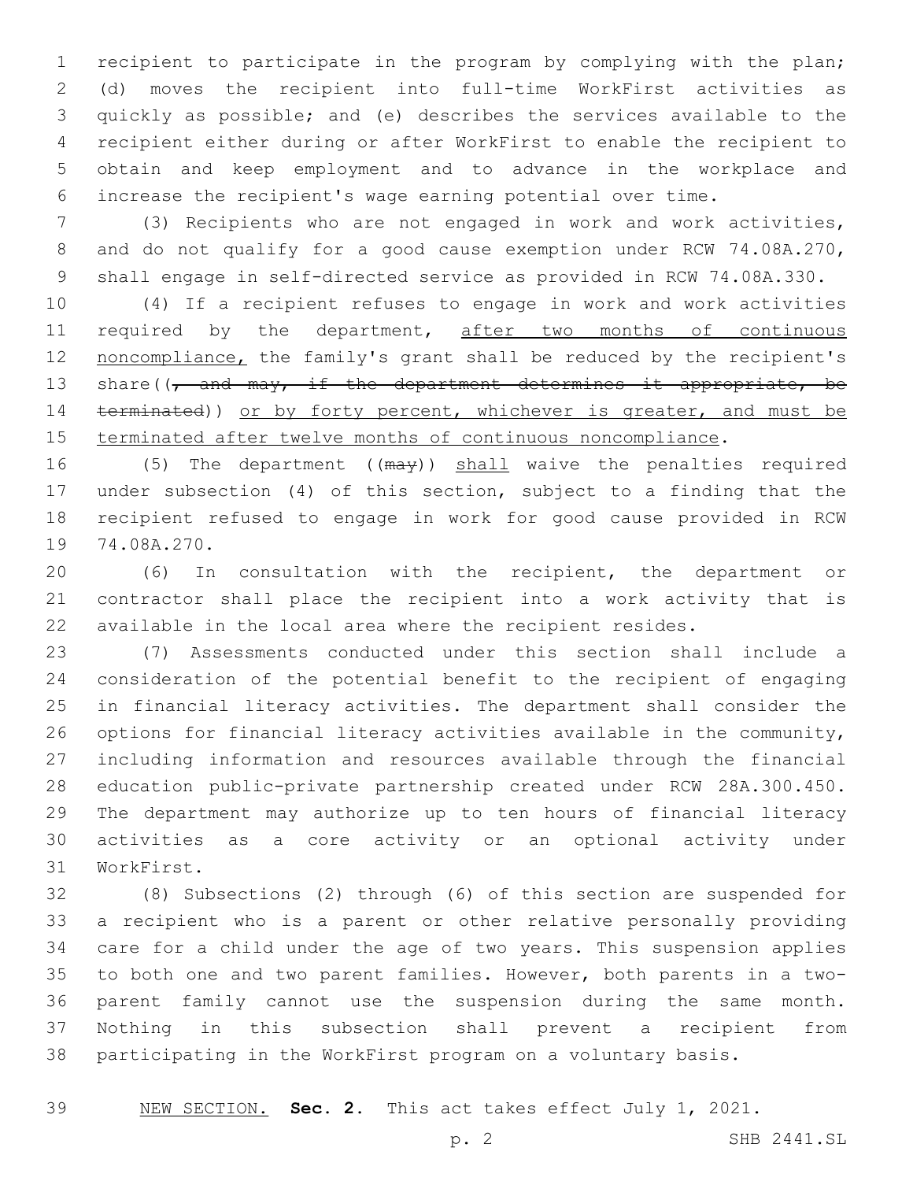recipient to participate in the program by complying with the plan; (d) moves the recipient into full-time WorkFirst activities as quickly as possible; and (e) describes the services available to the recipient either during or after WorkFirst to enable the recipient to obtain and keep employment and to advance in the workplace and increase the recipient's wage earning potential over time.

(3) Recipients who are not engaged in work and work activities, and do not qualify for a good cause exemption under RCW 74.08A.270, shall engage in self-directed service as provided in RCW 74.08A.330.

(4) If a recipient refuses to engage in work and work activities required by the department, after two months of continuous noncompliance, the family's grant shall be reduced by the recipient's share((~~, and may, if the department determines it appropriate, be terminated~~)) or by forty percent, whichever is greater, and must be terminated after twelve months of continuous noncompliance.

(5) The department ((~~may~~)) shall waive the penalties required under subsection (4) of this section, subject to a finding that the recipient refused to engage in work for good cause provided in RCW 74.08A.270.

(6) In consultation with the recipient, the department or contractor shall place the recipient into a work activity that is available in the local area where the recipient resides.

(7) Assessments conducted under this section shall include a consideration of the potential benefit to the recipient of engaging in financial literacy activities. The department shall consider the options for financial literacy activities available in the community, including information and resources available through the financial education public-private partnership created under RCW 28A.300.450. The department may authorize up to ten hours of financial literacy activities as a core activity or an optional activity under WorkFirst.

(8) Subsections (2) through (6) of this section are suspended for a recipient who is a parent or other relative personally providing care for a child under the age of two years. This suspension applies to both one and two parent families. However, both parents in a two-parent family cannot use the suspension during the same month. Nothing in this subsection shall prevent a recipient from participating in the WorkFirst program on a voluntary basis.

NEW SECTION. **Sec. 2.** This act takes effect July 1, 2021.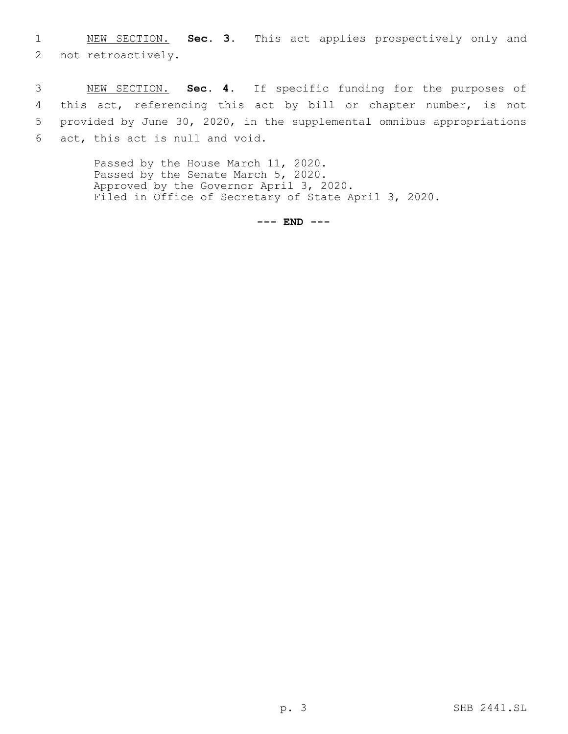NEW SECTION. **Sec. 3.** This act applies prospectively only and not retroactively.

NEW SECTION. **Sec. 4.** If specific funding for the purposes of this act, referencing this act by bill or chapter number, is not provided by June 30, 2020, in the supplemental omnibus appropriations act, this act is null and void.

Passed by the House March 11, 2020.
Passed by the Senate March 5, 2020.
Approved by the Governor April 3, 2020.
Filed in Office of Secretary of State April 3, 2020.

**--- END ---**